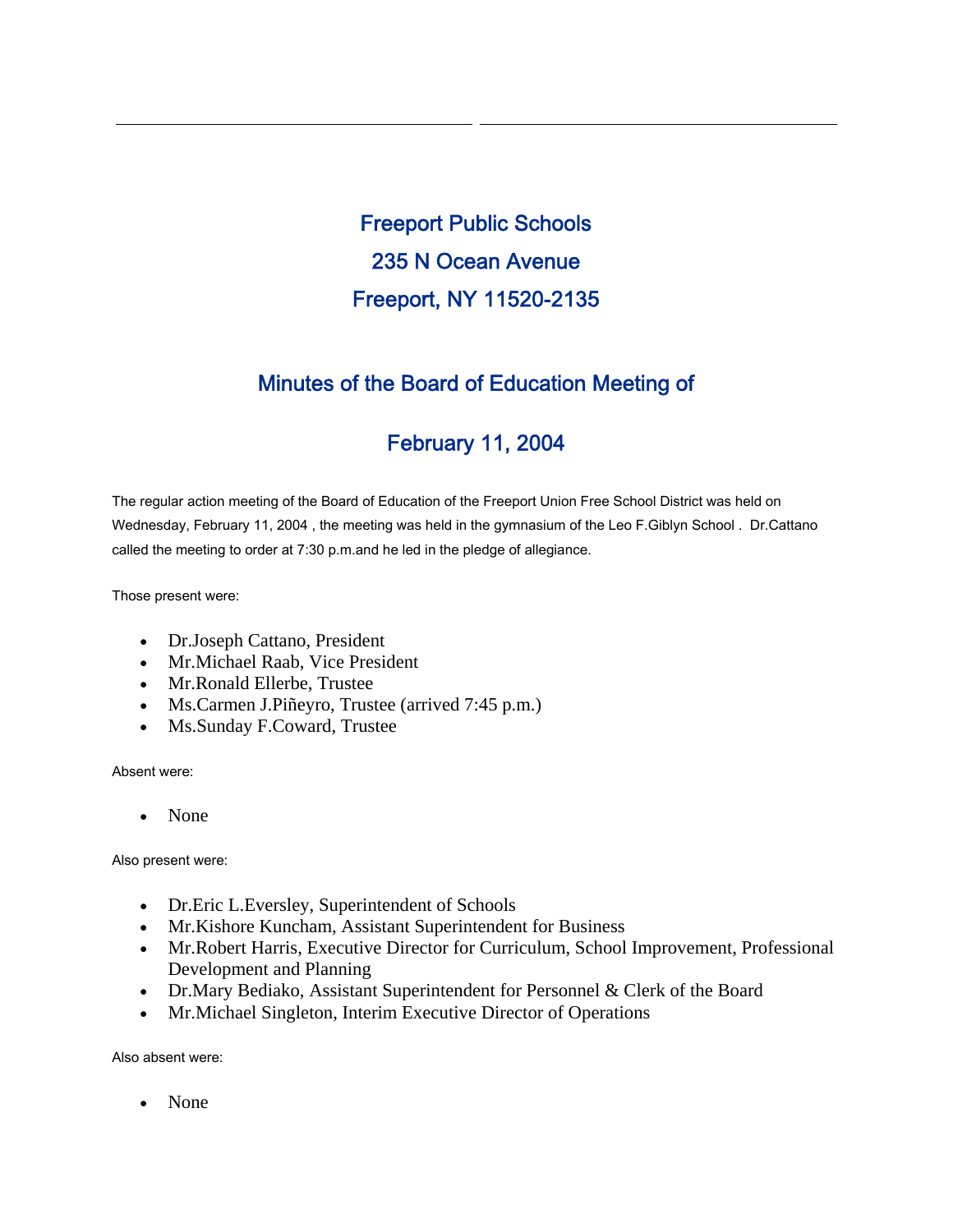# Freeport Public Schools

# 235 N Ocean Avenue

# Freeport, NY 11520-2135

## Minutes of the Board of Education Meeting of

## February 11, 2004

The regular action meeting of the Board of Education of the Freeport Union Free School District was held on Wednesday, February 11, 2004 , the meeting was held in the gymnasium of the Leo F.Giblyn School . Dr.Cattano called the meeting to order at 7:30 p.m.and he led in the pledge of allegiance.

Those present were:

- Dr.Joseph Cattano, President
- Mr.Michael Raab, Vice President
- Mr.Ronald Ellerbe, Trustee
- Ms.Carmen J.Piñeyro, Trustee (arrived 7:45 p.m.)
- Ms.Sunday F.Coward, Trustee

Absent were:

- None

Also present were:

- Dr.Eric L.Eversley, Superintendent of Schools
- Mr.Kishore Kuncham, Assistant Superintendent for Business
- Mr.Robert Harris, Executive Director for Curriculum, School Improvement, Professional Development and Planning
- Dr.Mary Bediako, Assistant Superintendent for Personnel & Clerk of the Board
- Mr.Michael Singleton, Interim Executive Director of Operations

Also absent were:

- None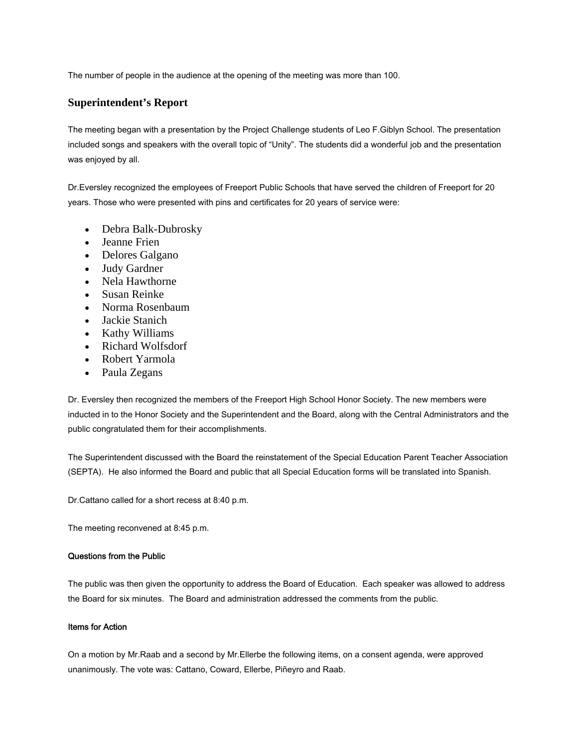The number of people in the audience at the opening of the meeting was more than 100.

## Superintendent's Report

The meeting began with a presentation by the Project Challenge students of Leo F.Giblyn School. The presentation included songs and speakers with the overall topic of "Unity". The students did a wonderful job and the presentation was enjoyed by all.

Dr.Eversley recognized the employees of Freeport Public Schools that have served the children of Freeport for 20 years. Those who were presented with pins and certificates for 20 years of service were:

- Debra Balk-Dubrosky
- Jeanne Frien
- Delores Galgano
- Judy Gardner
- Nela Hawthorne
- Susan Reinke
- Norma Rosenbaum
- Jackie Stanich
- Kathy Williams
- Richard Wolfsdorf
- Robert Yarmola
- Paula Zegans

Dr. Eversley then recognized the members of the Freeport High School Honor Society. The new members were inducted in to the Honor Society and the Superintendent and the Board, along with the Central Administrators and the public congratulated them for their accomplishments.

The Superintendent discussed with the Board the reinstatement of the Special Education Parent Teacher Association (SEPTA). He also informed the Board and public that all Special Education forms will be translated into Spanish.

Dr.Cattano called for a short recess at 8:40 p.m.

The meeting reconvened at 8:45 p.m.

#### Questions from the Public

The public was then given the opportunity to address the Board of Education. Each speaker was allowed to address the Board for six minutes. The Board and administration addressed the comments from the public.

#### Items for Action

On a motion by Mr.Raab and a second by Mr.Ellerbe the following items, on a consent agenda, were approved unanimously. The vote was: Cattano, Coward, Ellerbe, Piñeyro and Raab.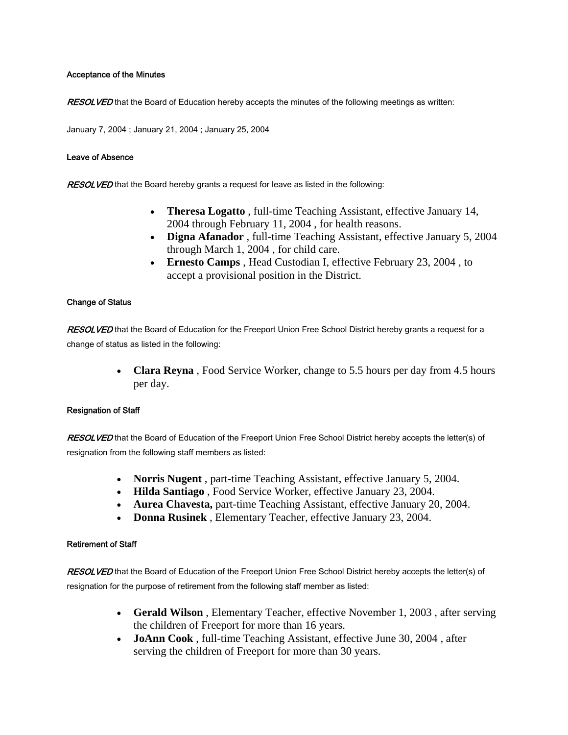### Acceptance of the Minutes

*RESOLVED* that the Board of Education hereby accepts the minutes of the following meetings as written:

January 7, 2004 ; January 21, 2004 ; January 25, 2004

### Leave of Absence

*RESOLVED* that the Board hereby grants a request for leave as listed in the following:

- **Theresa Logatto** , full-time Teaching Assistant, effective January 14, 2004 through February 11, 2004 , for health reasons.
- **Digna Afanador** , full-time Teaching Assistant, effective January 5, 2004 through March 1, 2004 , for child care.
- **Ernesto Camps** , Head Custodian I, effective February 23, 2004 , to accept a provisional position in the District.

### Change of Status

*RESOLVED* that the Board of Education for the Freeport Union Free School District hereby grants a request for a change of status as listed in the following:

- **Clara Reyna** , Food Service Worker, change to 5.5 hours per day from 4.5 hours per day.

### Resignation of Staff

*RESOLVED* that the Board of Education of the Freeport Union Free School District hereby accepts the letter(s) of resignation from the following staff members as listed:

- **Norris Nugent** , part-time Teaching Assistant, effective January 5, 2004.
- **Hilda Santiago** , Food Service Worker, effective January 23, 2004.
- **Aurea Chavesta,** part-time Teaching Assistant, effective January 20, 2004.
- **Donna Rusinek** , Elementary Teacher, effective January 23, 2004.

### Retirement of Staff

*RESOLVED* that the Board of Education of the Freeport Union Free School District hereby accepts the letter(s) of resignation for the purpose of retirement from the following staff member as listed:

- **Gerald Wilson** , Elementary Teacher, effective November 1, 2003 , after serving the children of Freeport for more than 16 years.
- **JoAnn Cook** , full-time Teaching Assistant, effective June 30, 2004 , after serving the children of Freeport for more than 30 years.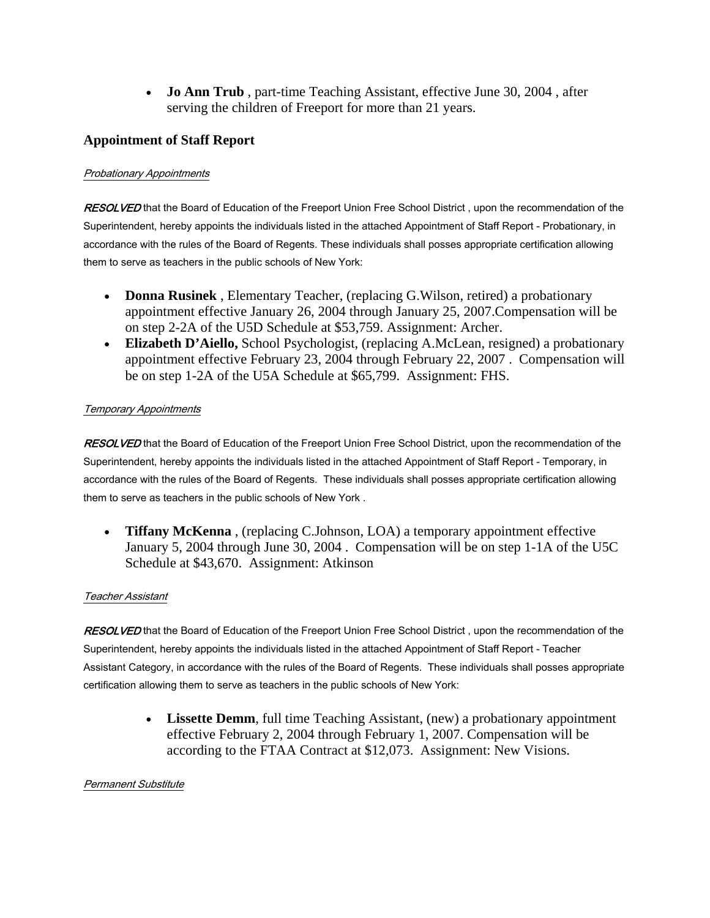- **Jo Ann Trub** , part-time Teaching Assistant, effective June 30, 2004 , after serving the children of Freeport for more than 21 years.

## Appointment of Staff Report

*Probationary Appointments*

***RESOLVED*** that the Board of Education of the Freeport Union Free School District , upon the recommendation of the Superintendent, hereby appoints the individuals listed in the attached Appointment of Staff Report - Probationary, in accordance with the rules of the Board of Regents. These individuals shall posses appropriate certification allowing them to serve as teachers in the public schools of New York:

- **Donna Rusinek** , Elementary Teacher, (replacing G.Wilson, retired) a probationary appointment effective January 26, 2004 through January 25, 2007.Compensation will be on step 2-2A of the U5D Schedule at $53,759. Assignment: Archer.
- **Elizabeth D'Aiello,** School Psychologist, (replacing A.McLean, resigned) a probationary appointment effective February 23, 2004 through February 22, 2007 . Compensation will be on step 1-2A of the U5A Schedule at $65,799. Assignment: FHS.

*Temporary Appointments*

***RESOLVED*** that the Board of Education of the Freeport Union Free School District, upon the recommendation of the Superintendent, hereby appoints the individuals listed in the attached Appointment of Staff Report - Temporary, in accordance with the rules of the Board of Regents. These individuals shall posses appropriate certification allowing them to serve as teachers in the public schools of New York .

- **Tiffany McKenna** , (replacing C.Johnson, LOA) a temporary appointment effective January 5, 2004 through June 30, 2004 . Compensation will be on step 1-1A of the U5C Schedule at $43,670. Assignment: Atkinson

*Teacher Assistant*

***RESOLVED*** that the Board of Education of the Freeport Union Free School District , upon the recommendation of the Superintendent, hereby appoints the individuals listed in the attached Appointment of Staff Report - Teacher Assistant Category, in accordance with the rules of the Board of Regents. These individuals shall posses appropriate certification allowing them to serve as teachers in the public schools of New York:

- **Lissette Demm**, full time Teaching Assistant, (new) a probationary appointment effective February 2, 2004 through February 1, 2007. Compensation will be according to the FTAA Contract at $12,073. Assignment: New Visions.

*Permanent Substitute*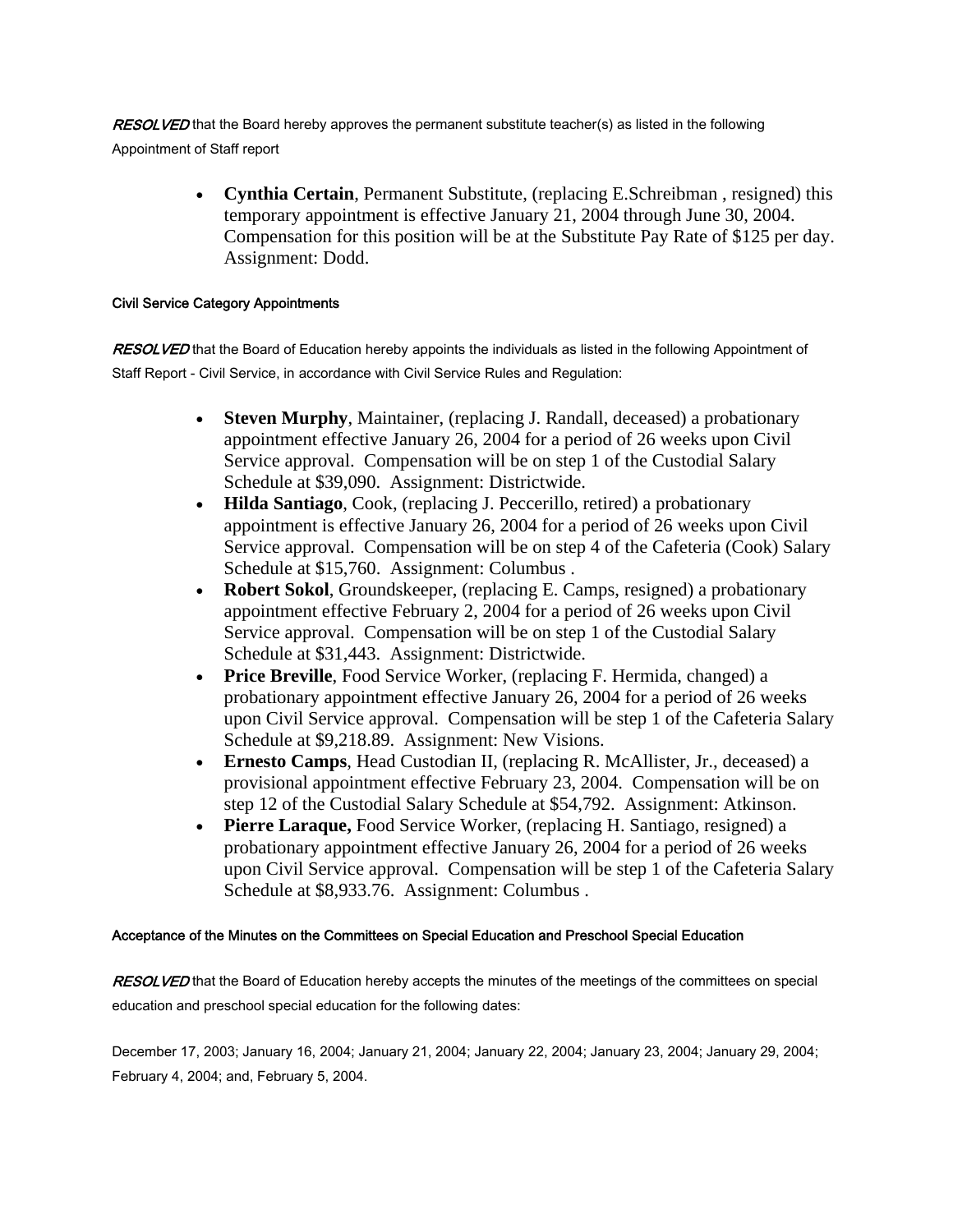*RESOLVED* that the Board hereby approves the permanent substitute teacher(s) as listed in the following Appointment of Staff report

- **Cynthia Certain**, Permanent Substitute, (replacing E.Schreibman , resigned) this temporary appointment is effective January 21, 2004 through June 30, 2004. Compensation for this position will be at the Substitute Pay Rate of $125 per day. Assignment: Dodd.

#### Civil Service Category Appointments

*RESOLVED* that the Board of Education hereby appoints the individuals as listed in the following Appointment of Staff Report - Civil Service, in accordance with Civil Service Rules and Regulation:

- **Steven Murphy**, Maintainer, (replacing J. Randall, deceased) a probationary appointment effective January 26, 2004 for a period of 26 weeks upon Civil Service approval. Compensation will be on step 1 of the Custodial Salary Schedule at $39,090. Assignment: Districtwide.
- **Hilda Santiago**, Cook, (replacing J. Peccerillo, retired) a probationary appointment is effective January 26, 2004 for a period of 26 weeks upon Civil Service approval. Compensation will be on step 4 of the Cafeteria (Cook) Salary Schedule at $15,760. Assignment: Columbus .
- **Robert Sokol**, Groundskeeper, (replacing E. Camps, resigned) a probationary appointment effective February 2, 2004 for a period of 26 weeks upon Civil Service approval. Compensation will be on step 1 of the Custodial Salary Schedule at $31,443. Assignment: Districtwide.
- **Price Breville**, Food Service Worker, (replacing F. Hermida, changed) a probationary appointment effective January 26, 2004 for a period of 26 weeks upon Civil Service approval. Compensation will be step 1 of the Cafeteria Salary Schedule at $9,218.89. Assignment: New Visions.
- **Ernesto Camps**, Head Custodian II, (replacing R. McAllister, Jr., deceased) a provisional appointment effective February 23, 2004. Compensation will be on step 12 of the Custodial Salary Schedule at $54,792. Assignment: Atkinson.
- **Pierre Laraque,** Food Service Worker, (replacing H. Santiago, resigned) a probationary appointment effective January 26, 2004 for a period of 26 weeks upon Civil Service approval. Compensation will be step 1 of the Cafeteria Salary Schedule at $8,933.76. Assignment: Columbus .

#### Acceptance of the Minutes on the Committees on Special Education and Preschool Special Education

*RESOLVED* that the Board of Education hereby accepts the minutes of the meetings of the committees on special education and preschool special education for the following dates:

December 17, 2003; January 16, 2004; January 21, 2004; January 22, 2004; January 23, 2004; January 29, 2004; February 4, 2004; and, February 5, 2004.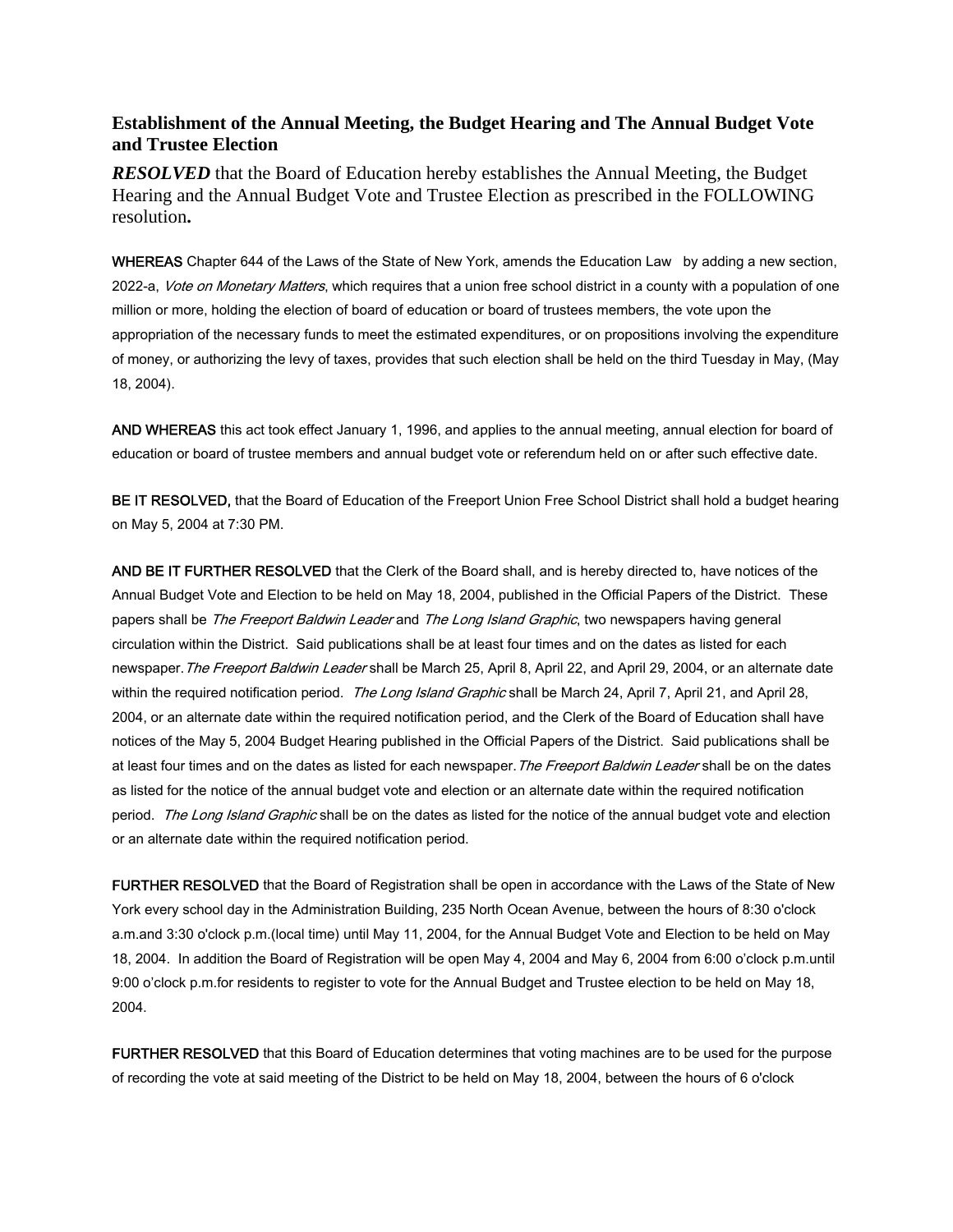### Establishment of the Annual Meeting, the Budget Hearing and The Annual Budget Vote and Trustee Election

***RESOLVED*** that the Board of Education hereby establishes the Annual Meeting, the Budget Hearing and the Annual Budget Vote and Trustee Election as prescribed in the FOLLOWING resolution**.**

WHEREAS Chapter 644 of the Laws of the State of New York, amends the Education Law by adding a new section, 2022-a, *Vote on Monetary Matters*, which requires that a union free school district in a county with a population of one million or more, holding the election of board of education or board of trustees members, the vote upon the appropriation of the necessary funds to meet the estimated expenditures, or on propositions involving the expenditure of money, or authorizing the levy of taxes, provides that such election shall be held on the third Tuesday in May, (May 18, 2004).

AND WHEREAS this act took effect January 1, 1996, and applies to the annual meeting, annual election for board of education or board of trustee members and annual budget vote or referendum held on or after such effective date.

BE IT RESOLVED, that the Board of Education of the Freeport Union Free School District shall hold a budget hearing on May 5, 2004 at 7:30 PM.

AND BE IT FURTHER RESOLVED that the Clerk of the Board shall, and is hereby directed to, have notices of the Annual Budget Vote and Election to be held on May 18, 2004, published in the Official Papers of the District. These papers shall be *The Freeport Baldwin Leader* and *The Long Island Graphic*, two newspapers having general circulation within the District. Said publications shall be at least four times and on the dates as listed for each newspaper. *The Freeport Baldwin Leader* shall be March 25, April 8, April 22, and April 29, 2004, or an alternate date within the required notification period. *The Long Island Graphic* shall be March 24, April 7, April 21, and April 28, 2004, or an alternate date within the required notification period, and the Clerk of the Board of Education shall have notices of the May 5, 2004 Budget Hearing published in the Official Papers of the District. Said publications shall be at least four times and on the dates as listed for each newspaper. *The Freeport Baldwin Leader* shall be on the dates as listed for the notice of the annual budget vote and election or an alternate date within the required notification period. *The Long Island Graphic* shall be on the dates as listed for the notice of the annual budget vote and election or an alternate date within the required notification period.

FURTHER RESOLVED that the Board of Registration shall be open in accordance with the Laws of the State of New York every school day in the Administration Building, 235 North Ocean Avenue, between the hours of 8:30 o'clock a.m.and 3:30 o'clock p.m.(local time) until May 11, 2004, for the Annual Budget Vote and Election to be held on May 18, 2004. In addition the Board of Registration will be open May 4, 2004 and May 6, 2004 from 6:00 o'clock p.m.until 9:00 o'clock p.m.for residents to register to vote for the Annual Budget and Trustee election to be held on May 18, 2004.

FURTHER RESOLVED that this Board of Education determines that voting machines are to be used for the purpose of recording the vote at said meeting of the District to be held on May 18, 2004, between the hours of 6 o'clock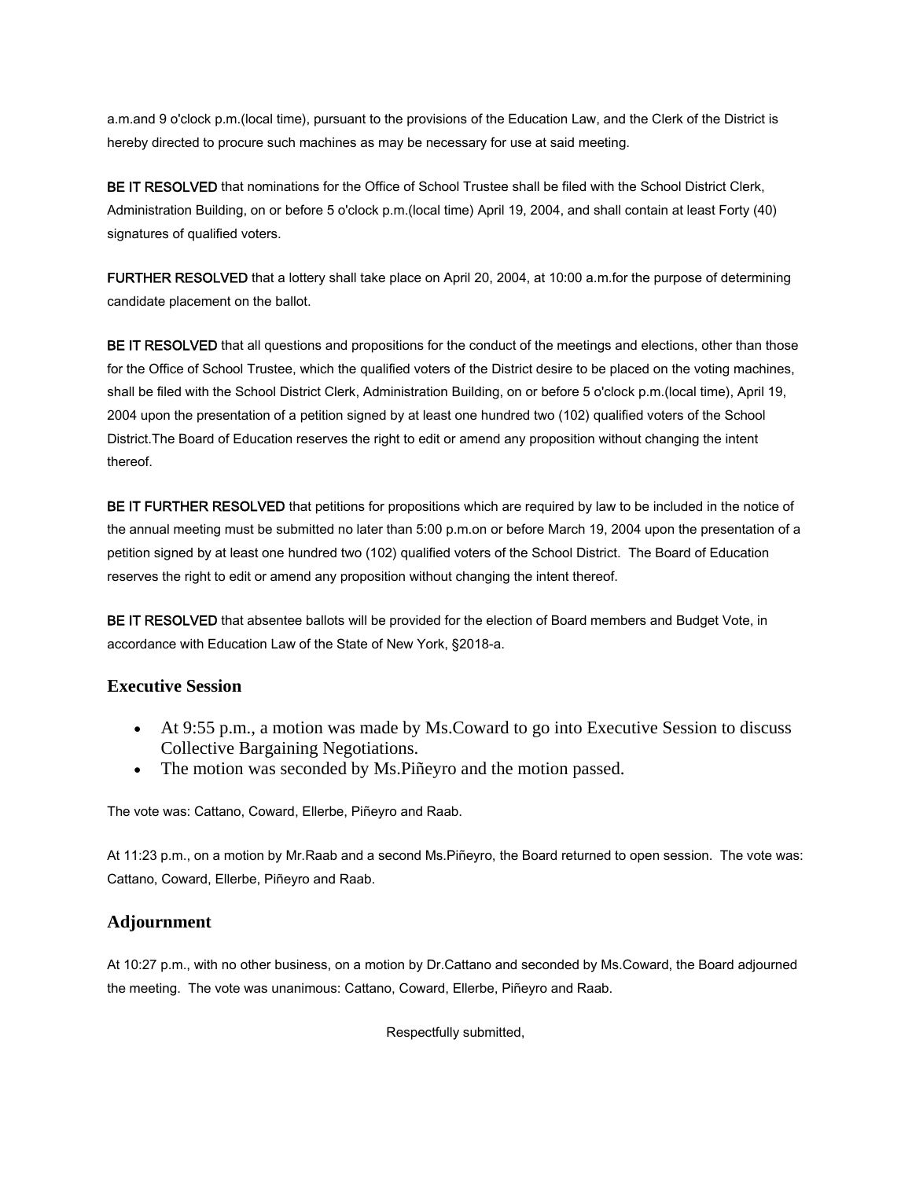a.m.and 9 o'clock p.m.(local time), pursuant to the provisions of the Education Law, and the Clerk of the District is hereby directed to procure such machines as may be necessary for use at said meeting.

**BE IT RESOLVED** that nominations for the Office of School Trustee shall be filed with the School District Clerk, Administration Building, on or before 5 o'clock p.m.(local time) April 19, 2004, and shall contain at least Forty (40) signatures of qualified voters.

**FURTHER RESOLVED** that a lottery shall take place on April 20, 2004, at 10:00 a.m.for the purpose of determining candidate placement on the ballot.

**BE IT RESOLVED** that all questions and propositions for the conduct of the meetings and elections, other than those for the Office of School Trustee, which the qualified voters of the District desire to be placed on the voting machines, shall be filed with the School District Clerk, Administration Building, on or before 5 o'clock p.m.(local time), April 19, 2004 upon the presentation of a petition signed by at least one hundred two (102) qualified voters of the School District.The Board of Education reserves the right to edit or amend any proposition without changing the intent thereof.

**BE IT FURTHER RESOLVED** that petitions for propositions which are required by law to be included in the notice of the annual meeting must be submitted no later than 5:00 p.m.on or before March 19, 2004 upon the presentation of a petition signed by at least one hundred two (102) qualified voters of the School District. The Board of Education reserves the right to edit or amend any proposition without changing the intent thereof.

**BE IT RESOLVED** that absentee ballots will be provided for the election of Board members and Budget Vote, in accordance with Education Law of the State of New York, §2018-a.

## Executive Session

- At 9:55 p.m., a motion was made by Ms.Coward to go into Executive Session to discuss Collective Bargaining Negotiations.
- The motion was seconded by Ms.Piñeyro and the motion passed.

The vote was: Cattano, Coward, Ellerbe, Piñeyro and Raab.

At 11:23 p.m., on a motion by Mr.Raab and a second Ms.Piñeyro, the Board returned to open session. The vote was: Cattano, Coward, Ellerbe, Piñeyro and Raab.

## Adjournment

At 10:27 p.m., with no other business, on a motion by Dr.Cattano and seconded by Ms.Coward, the Board adjourned the meeting. The vote was unanimous: Cattano, Coward, Ellerbe, Piñeyro and Raab.

Respectfully submitted,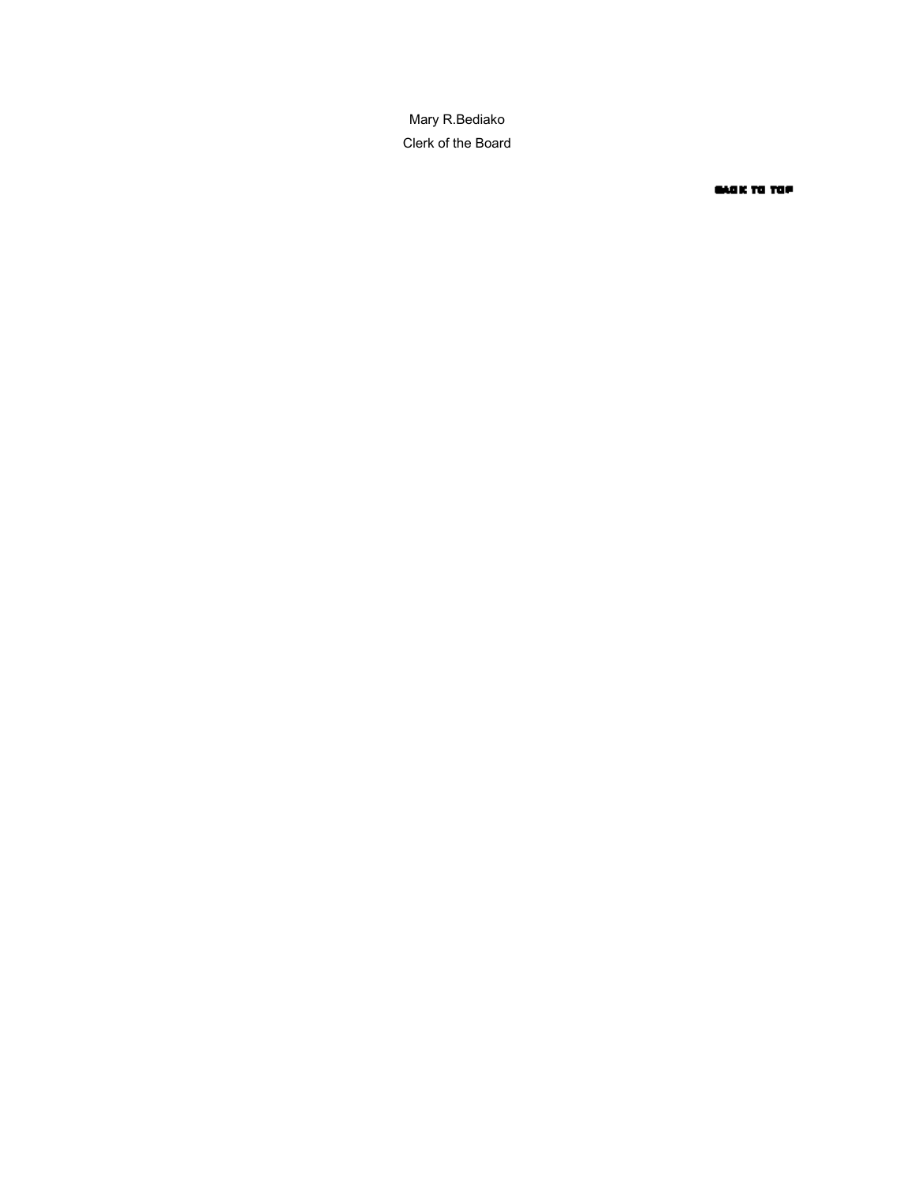Mary R.Bediako

Clerk of the Board

BACK TO TOP